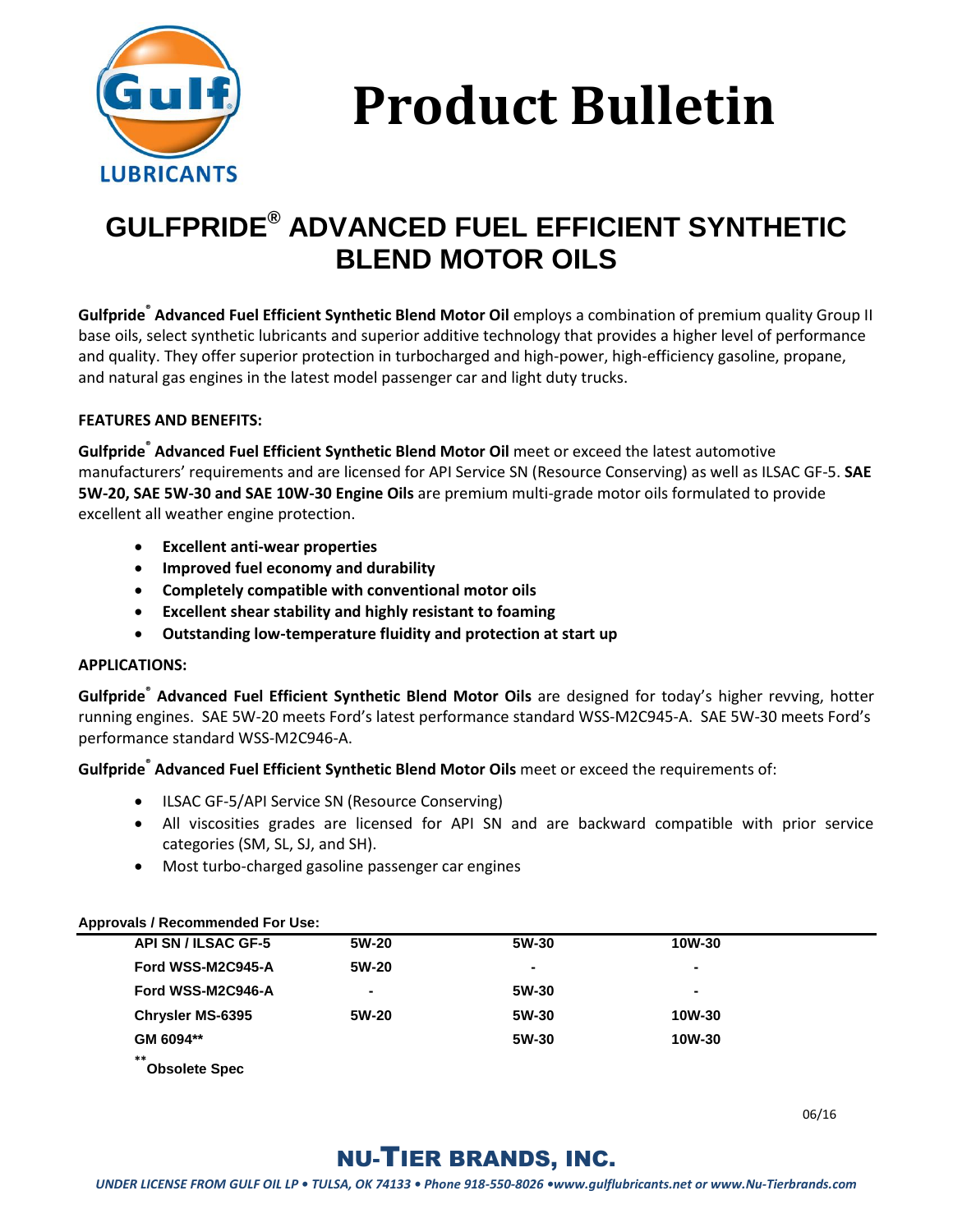# Product Bulletin

## GULFPRIDE® ADVANCED FUEL EFFICIENT SYNTHETIC BLEND MOTOR OILS

**Gulfpride® Advanced Fuel Efficient Synthetic Blend Motor Oil** employs a combination of premium quality Group II base oils, select synthetic lubricants and superior additive technology that provides a higher level of performance and quality. They offer superior protection in turbocharged and high-power, high-efficiency gasoline, propane, and natural gas engines in the latest model passenger car and light duty trucks.

### FEATURES AND BENEFITS:

**Gulfpride® Advanced Fuel Efficient Synthetic Blend Motor Oil** meet or exceed the latest automotive manufacturers' requirements and are licensed for API Service SN (Resource Conserving) as well as ILSAC GF-5. **SAE 5W-20, SAE 5W-30 and SAE 10W-30 Engine Oils** are premium multi-grade motor oils formulated to provide excellent all weather engine protection.

- **Excellent anti-wear properties**
- **Improved fuel economy and durability**
- **Completely compatible with conventional motor oils**
- **Excellent shear stability and highly resistant to foaming**
- **Outstanding low-temperature fluidity and protection at start up**

### APPLICATIONS:

**Gulfpride® Advanced Fuel Efficient Synthetic Blend Motor Oils** are designed for today's higher revving, hotter running engines. SAE 5W-20 meets Ford's latest performance standard WSS-M2C945-A. SAE 5W-30 meets Ford's performance standard WSS-M2C946-A.

**Gulfpride® Advanced Fuel Efficient Synthetic Blend Motor Oils** meet or exceed the requirements of:

- ILSAC GF-5/API Service SN (Resource Conserving)
- All viscosities grades are licensed for API SN and are backward compatible with prior service categories (SM, SL, SJ, and SH).
- Most turbo-charged gasoline passenger car engines

**Approvals / Recommended For Use:**

| | | | |
|---|---|---|---|
| **API SN / ILSAC GF-5** | **5W-20** | **5W-30** | **10W-30** |
| **Ford WSS-M2C945-A** | **5W-20** | **-** | **-** |
| **Ford WSS-M2C946-A** | **-** | **5W-30** | **-** |
| **Chrysler MS-6395** | **5W-20** | **5W-30** | **10W-30** |
| **GM 6094**** | | **5W-30** | **10W-30** |

** **Obsolete Spec**

06/16

**NU-TIER BRANDS, INC.**

*UNDER LICENSE FROM GULF OIL LP • TULSA, OK 74133 • Phone 918-550-8026 •www.gulflubricants.net or www.Nu-Tierbrands.com*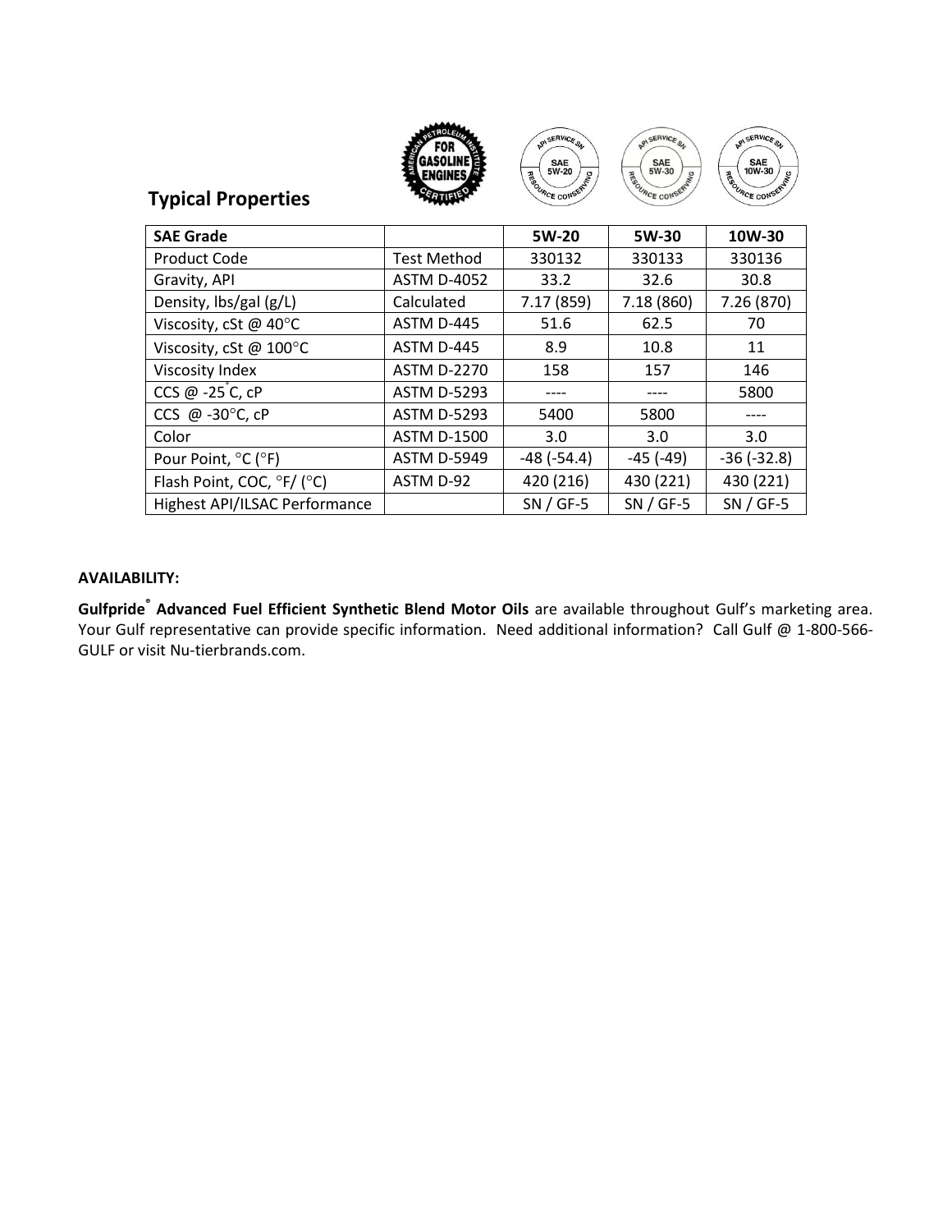## Typical Properties

| SAE Grade | | 5W-20 | 5W-30 | 10W-30 |
|---|---|---|---|---|
| Product Code | Test Method | 330132 | 330133 | 330136 |
| Gravity, API | ASTM D-4052 | 33.2 | 32.6 | 30.8 |
| Density, lbs/gal (g/L) | Calculated | 7.17 (859) | 7.18 (860) | 7.26 (870) |
| Viscosity, cSt @ 40°C | ASTM D-445 | 51.6 | 62.5 | 70 |
| Viscosity, cSt @ 100°C | ASTM D-445 | 8.9 | 10.8 | 11 |
| Viscosity Index | ASTM D-2270 | 158 | 157 | 146 |
| CCS @ -25°C, cP | ASTM D-5293 | ---- | ---- | 5800 |
| CCS @ -30°C, cP | ASTM D-5293 | 5400 | 5800 | ---- |
| Color | ASTM D-1500 | 3.0 | 3.0 | 3.0 |
| Pour Point, °C (°F) | ASTM D-5949 | -48 (-54.4) | -45 (-49) | -36 (-32.8) |
| Flash Point, COC, °F/ (°C) | ASTM D-92 | 420 (216) | 430 (221) | 430 (221) |
| Highest API/ILSAC Performance | | SN / GF-5 | SN / GF-5 | SN / GF-5 |

**AVAILABILITY:**

**Gulfpride® Advanced Fuel Efficient Synthetic Blend Motor Oils** are available throughout Gulf's marketing area. Your Gulf representative can provide specific information. Need additional information? Call Gulf @ 1-800-566-GULF or visit Nu-tierbrands.com.